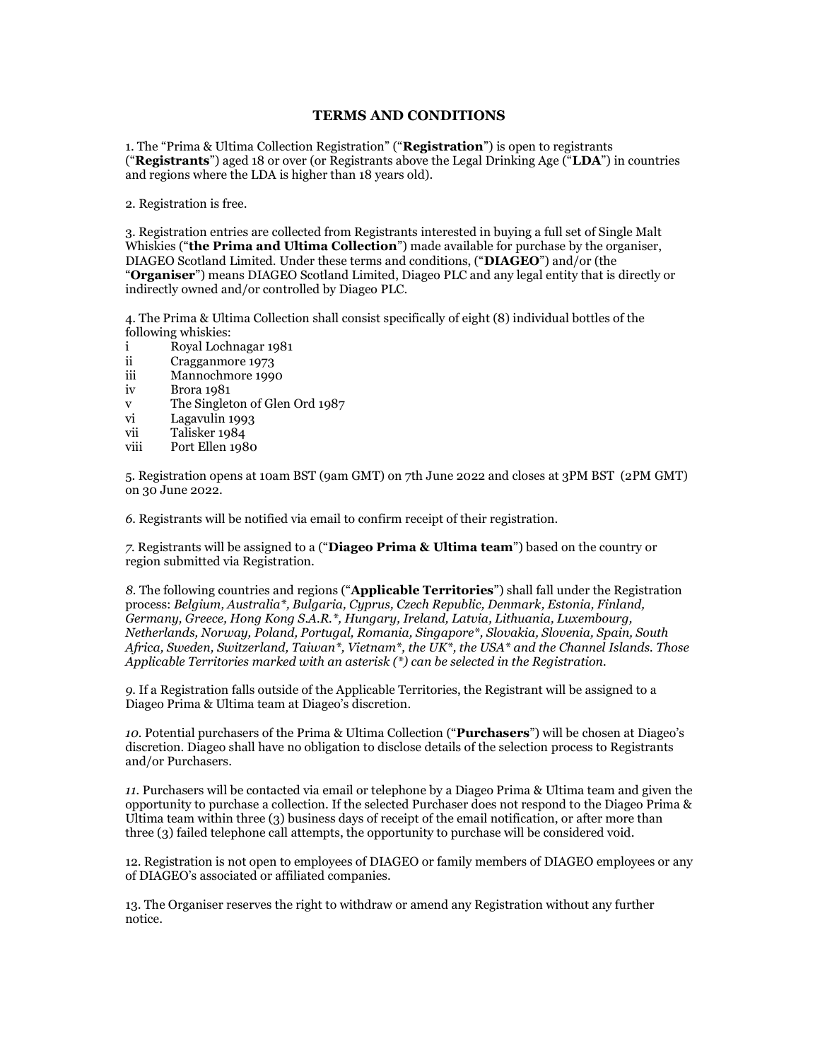## TERMS AND CONDITIONS

1. The "Prima & Ultima Collection Registration" ("**Registration**") is open to registrants ("**Registrants**") aged 18 or over (or Registrants above the Legal Drinking Age ("**LDA**") in countries and regions where the LDA is higher than 18 years old).

2. Registration is free.

3. Registration entries are collected from Registrants interested in buying a full set of Single Malt Whiskies ("**the Prima and Ultima Collection**") made available for purchase by the organiser, DIAGEO Scotland Limited. Under these terms and conditions, ("**DIAGEO**") and/or (the "**Organiser**") means DIAGEO Scotland Limited, Diageo PLC and any legal entity that is directly or indirectly owned and/or controlled by Diageo PLC.

4. The Prima & Ultima Collection shall consist specifically of eight (8) individual bottles of the following whiskies:

- i Royal Lochnagar 1981
- ii Cragganmore 1973
- iii Mannochmore 1990
- iv Brora 1981
- v The Singleton of Glen Ord 1987
- vi Lagavulin 1993
- vii Talisker 1984
- viii Port Ellen 1980

5. Registration opens at 10am BST (9am GMT) on 7th June 2022 and closes at 3PM BST (2PM GMT) on 30 June 2022.

*6.* Registrants will be notified via email to confirm receipt of their registration.

*7.* Registrants will be assigned to a ("**Diageo Prima & Ultima team**") based on the country or region submitted via Registration.

*8.* The following countries and regions ("**Applicable Territories**") shall fall under the Registration process: *Belgium, Australia*\*, *Bulgaria, Cyprus, Czech Republic, Denmark, Estonia, Finland, Germany, Greece, Hong Kong S.A.R.*\*, *Hungary, Ireland, Latvia, Lithuania, Luxembourg, Netherlands, Norway, Poland, Portugal, Romania, Singapore*\*, *Slovakia, Slovenia, Spain, South Africa, Sweden, Switzerland, Taiwan*\*, *Vietnam*\*, *the UK*\*, *the USA*\* *and the Channel Islands. Those Applicable Territories marked with an asterisk (\*) can be selected in the Registration.*

*9.* If a Registration falls outside of the Applicable Territories, the Registrant will be assigned to a Diageo Prima & Ultima team at Diageo's discretion.

*10.* Potential purchasers of the Prima & Ultima Collection ("**Purchasers**") will be chosen at Diageo's discretion. Diageo shall have no obligation to disclose details of the selection process to Registrants and/or Purchasers.

*11.* Purchasers will be contacted via email or telephone by a Diageo Prima & Ultima team and given the opportunity to purchase a collection. If the selected Purchaser does not respond to the Diageo Prima & Ultima team within three (3) business days of receipt of the email notification, or after more than three (3) failed telephone call attempts, the opportunity to purchase will be considered void.

12. Registration is not open to employees of DIAGEO or family members of DIAGEO employees or any of DIAGEO's associated or affiliated companies.

13. The Organiser reserves the right to withdraw or amend any Registration without any further notice.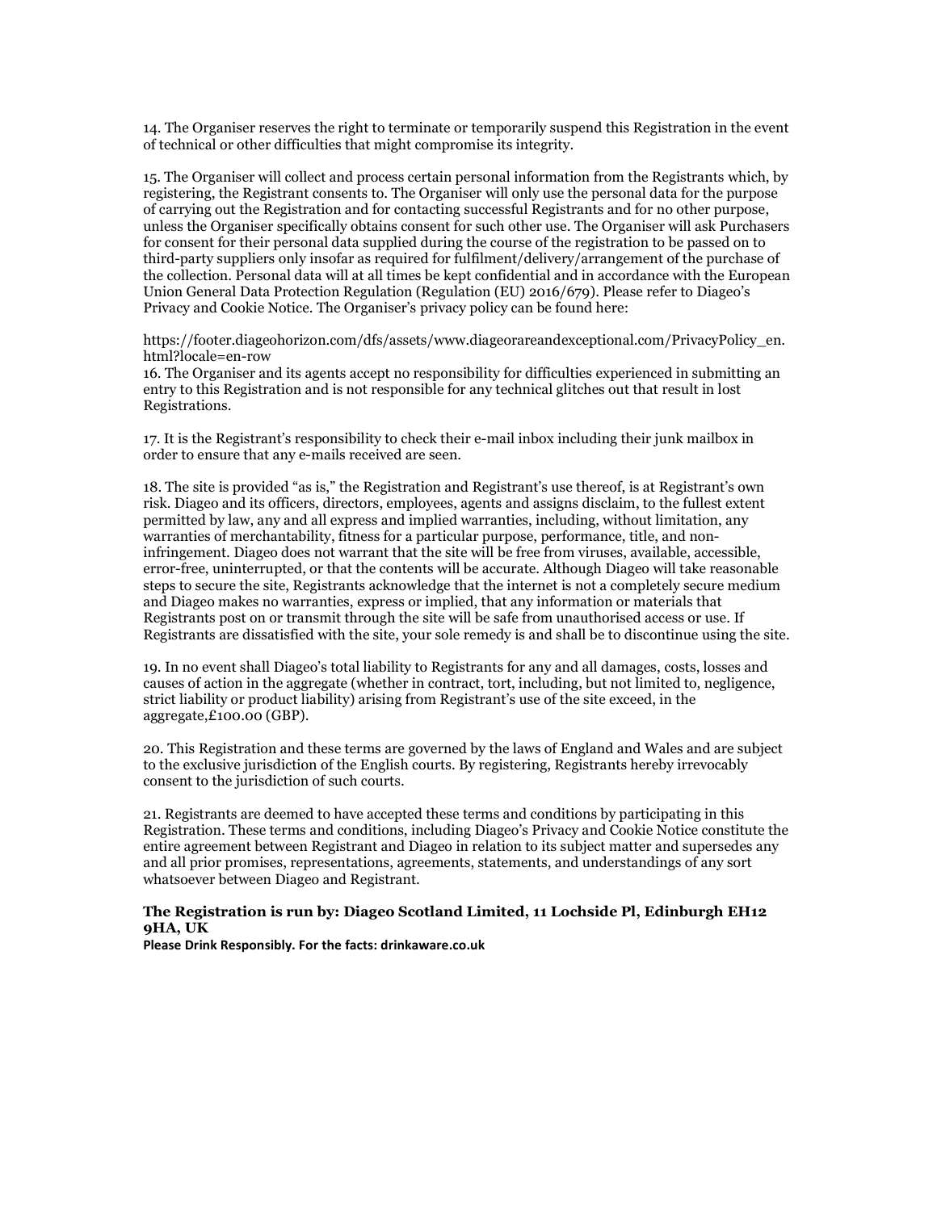14. The Organiser reserves the right to terminate or temporarily suspend this Registration in the event of technical or other difficulties that might compromise its integrity.

15. The Organiser will collect and process certain personal information from the Registrants which, by registering, the Registrant consents to. The Organiser will only use the personal data for the purpose of carrying out the Registration and for contacting successful Registrants and for no other purpose, unless the Organiser specifically obtains consent for such other use. The Organiser will ask Purchasers for consent for their personal data supplied during the course of the registration to be passed on to third-party suppliers only insofar as required for fulfilment/delivery/arrangement of the purchase of the collection. Personal data will at all times be kept confidential and in accordance with the European Union General Data Protection Regulation (Regulation (EU) 2016/679). Please refer to Diageo's Privacy and Cookie Notice. The Organiser's privacy policy can be found here:

https://footer.diageohorizon.com/dfs/assets/www.diageorareandexceptional.com/PrivacyPolicy_en.html?locale=en-row

16. The Organiser and its agents accept no responsibility for difficulties experienced in submitting an entry to this Registration and is not responsible for any technical glitches out that result in lost Registrations.

17. It is the Registrant's responsibility to check their e-mail inbox including their junk mailbox in order to ensure that any e-mails received are seen.

18. The site is provided "as is," the Registration and Registrant's use thereof, is at Registrant's own risk. Diageo and its officers, directors, employees, agents and assigns disclaim, to the fullest extent permitted by law, any and all express and implied warranties, including, without limitation, any warranties of merchantability, fitness for a particular purpose, performance, title, and non-infringement. Diageo does not warrant that the site will be free from viruses, available, accessible, error-free, uninterrupted, or that the contents will be accurate. Although Diageo will take reasonable steps to secure the site, Registrants acknowledge that the internet is not a completely secure medium and Diageo makes no warranties, express or implied, that any information or materials that Registrants post on or transmit through the site will be safe from unauthorised access or use. If Registrants are dissatisfied with the site, your sole remedy is and shall be to discontinue using the site.

19. In no event shall Diageo's total liability to Registrants for any and all damages, costs, losses and causes of action in the aggregate (whether in contract, tort, including, but not limited to, negligence, strict liability or product liability) arising from Registrant's use of the site exceed, in the aggregate,£100.00 (GBP).

20. This Registration and these terms are governed by the laws of England and Wales and are subject to the exclusive jurisdiction of the English courts. By registering, Registrants hereby irrevocably consent to the jurisdiction of such courts.

21. Registrants are deemed to have accepted these terms and conditions by participating in this Registration. These terms and conditions, including Diageo's Privacy and Cookie Notice constitute the entire agreement between Registrant and Diageo in relation to its subject matter and supersedes any and all prior promises, representations, agreements, statements, and understandings of any sort whatsoever between Diageo and Registrant.

**The Registration is run by: Diageo Scotland Limited, 11 Lochside Pl, Edinburgh EH12 9HA, UK**

**Please Drink Responsibly. For the facts: drinkaware.co.uk**